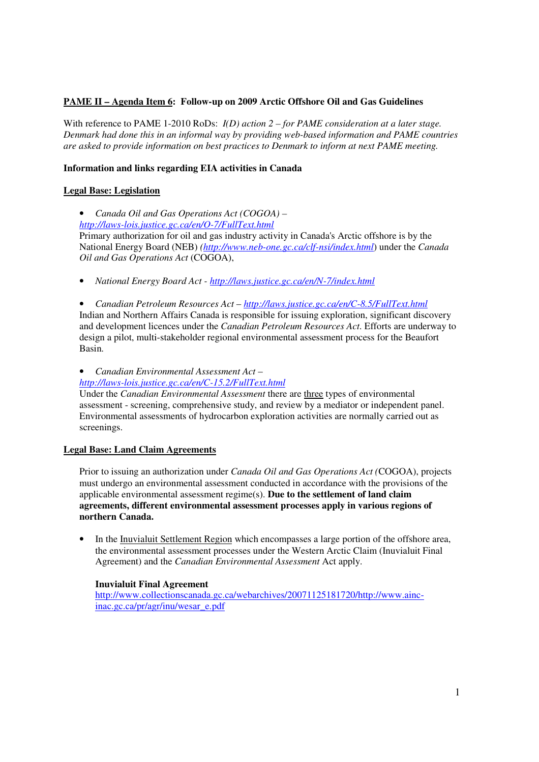**PAME II – Agenda Item 6: Follow-up on 2009 Arctic Offshore Oil and Gas Guidelines**

With reference to PAME 1-2010 RoDs: *I(D) action 2 – for PAME consideration at a later stage. Denmark had done this in an informal way by providing web-based information and PAME countries are asked to provide information on best practices to Denmark to inform at next PAME meeting.*

**Information and links regarding EIA activities in Canada**

**Legal Base: Legislation**

- *Canada Oil and Gas Operations Act (COGOA)* – [http://laws-lois.justice.gc.ca/en/O-7/FullText.html](http://laws-lois.justice.gc.ca/en/O-7/FullText.html)
  Primary authorization for oil and gas industry activity in Canada's Arctic offshore is by the National Energy Board (NEB) *([http://www.neb-one.gc.ca/clf-nsi/index.html](http://www.neb-one.gc.ca/clf-nsi/index.html)*) under the *Canada Oil and Gas Operations Act* (COGOA),

- *National Energy Board Act* - [http://laws.justice.gc.ca/en/N-7/index.html](http://laws.justice.gc.ca/en/N-7/index.html)

- *Canadian Petroleum Resources Act* – [http://laws.justice.gc.ca/en/C-8.5/FullText.html](http://laws.justice.gc.ca/en/C-8.5/FullText.html)
  Indian and Northern Affairs Canada is responsible for issuing exploration, significant discovery and development licences under the *Canadian Petroleum Resources Act*. Efforts are underway to design a pilot, multi-stakeholder regional environmental assessment process for the Beaufort Basin.

- *Canadian Environmental Assessment Act* – [http://laws-lois.justice.gc.ca/en/C-15.2/FullText.html](http://laws-lois.justice.gc.ca/en/C-15.2/FullText.html)
  Under the *Canadian Environmental Assessment* there are three types of environmental assessment - screening, comprehensive study, and review by a mediator or independent panel. Environmental assessments of hydrocarbon exploration activities are normally carried out as screenings.

**Legal Base: Land Claim Agreements**

Prior to issuing an authorization under *Canada Oil and Gas Operations Act (*COGOA), projects must undergo an environmental assessment conducted in accordance with the provisions of the applicable environmental assessment regime(s). **Due to the settlement of land claim agreements, different environmental assessment processes apply in various regions of northern Canada.**

- In the Inuvialuit Settlement Region which encompasses a large portion of the offshore area, the environmental assessment processes under the Western Arctic Claim (Inuvialuit Final Agreement) and the *Canadian Environmental Assessment* Act apply.

  **Inuvialuit Final Agreement**
  [http://www.collectionscanada.gc.ca/webarchives/20071125181720/http://www.ainc-inac.gc.ca/pr/agr/inu/wesar_e.pdf](http://www.collectionscanada.gc.ca/webarchives/20071125181720/http://www.ainc-inac.gc.ca/pr/agr/inu/wesar_e.pdf)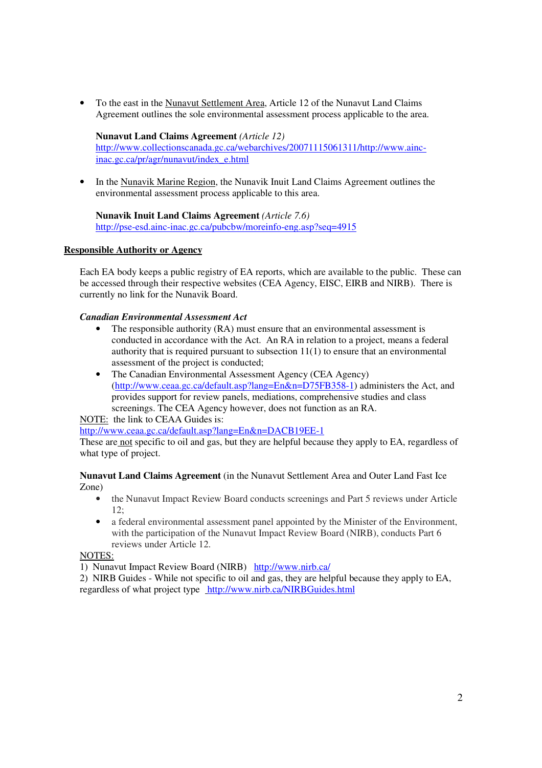- To the east in the Nunavut Settlement Area, Article 12 of the Nunavut Land Claims Agreement outlines the sole environmental assessment process applicable to the area.

  **Nunavut Land Claims Agreement** *(Article 12)*
  http://www.collectionscanada.gc.ca/webarchives/20071115061311/http://www.ainc-inac.gc.ca/pr/agr/nunavut/index_e.html

- In the Nunavik Marine Region, the Nunavik Inuit Land Claims Agreement outlines the environmental assessment process applicable to this area.

  **Nunavik Inuit Land Claims Agreement** *(Article 7.6)*
  http://pse-esd.ainc-inac.gc.ca/pubcbw/moreinfo-eng.asp?seq=4915

## Responsible Authority or Agency

Each EA body keeps a public registry of EA reports, which are available to the public. These can be accessed through their respective websites (CEA Agency, EISC, EIRB and NIRB). There is currently no link for the Nunavik Board.

***Canadian Environmental Assessment Act***

- The responsible authority (RA) must ensure that an environmental assessment is conducted in accordance with the Act. An RA in relation to a project, means a federal authority that is required pursuant to subsection 11(1) to ensure that an environmental assessment of the project is conducted;
- The Canadian Environmental Assessment Agency (CEA Agency) (http://www.ceaa.gc.ca/default.asp?lang=En&n=D75FB358-1) administers the Act, and provides support for review panels, mediations, comprehensive studies and class screenings. The CEA Agency however, does not function as an RA.

NOTE: the link to CEAA Guides is:
http://www.ceaa.gc.ca/default.asp?lang=En&n=DACB19EE-1
These are not specific to oil and gas, but they are helpful because they apply to EA, regardless of what type of project.

**Nunavut Land Claims Agreement** (in the Nunavut Settlement Area and Outer Land Fast Ice Zone)

- the Nunavut Impact Review Board conducts screenings and Part 5 reviews under Article 12;
- a federal environmental assessment panel appointed by the Minister of the Environment, with the participation of the Nunavut Impact Review Board (NIRB), conducts Part 6 reviews under Article 12.

NOTES:
1) Nunavut Impact Review Board (NIRB) http://www.nirb.ca/
2) NIRB Guides - While not specific to oil and gas, they are helpful because they apply to EA, regardless of what project type http://www.nirb.ca/NIRBGuides.html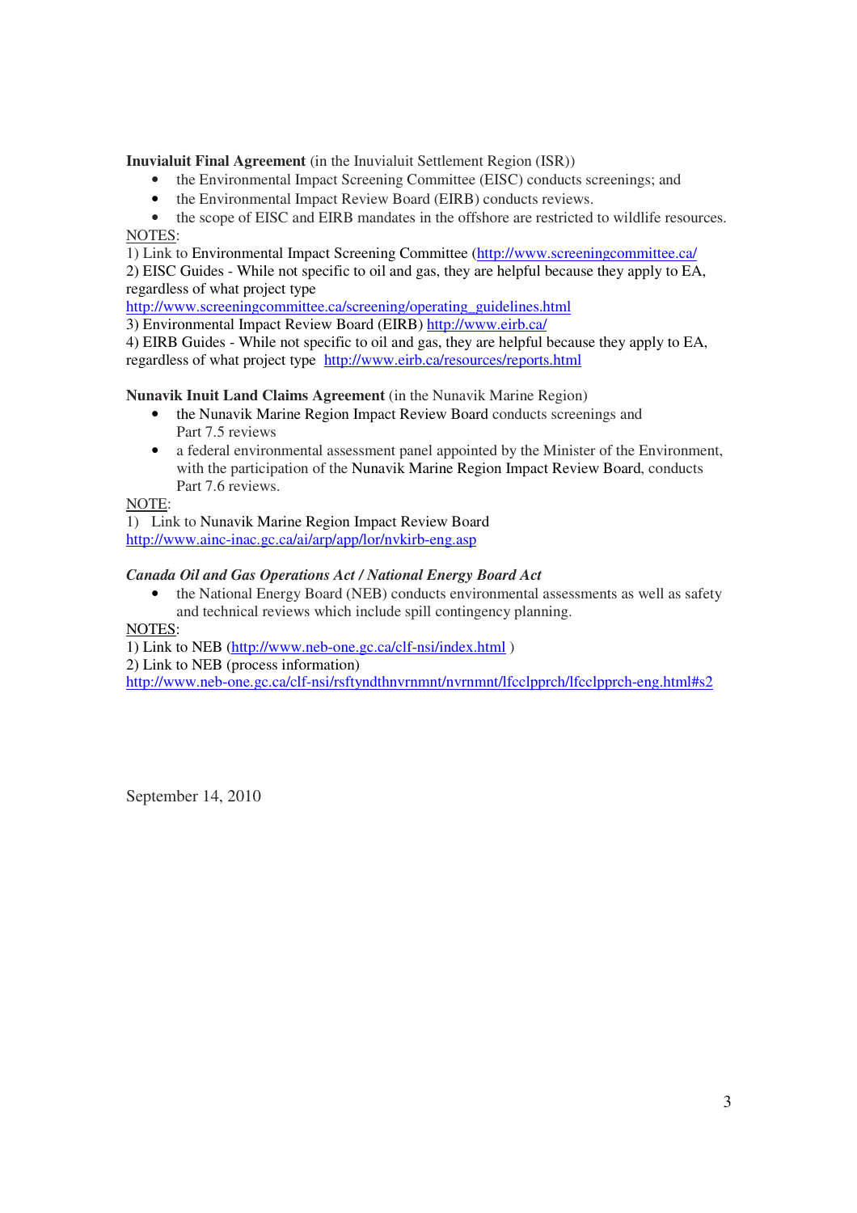**Inuvialuit Final Agreement** (in the Inuvialuit Settlement Region (ISR))

- the Environmental Impact Screening Committee (EISC) conducts screenings; and
- the Environmental Impact Review Board (EIRB) conducts reviews.
- the scope of EISC and EIRB mandates in the offshore are restricted to wildlife resources.

NOTES:

1) Link to Environmental Impact Screening Committee (http://www.screeningcommittee.ca/
2) EISC Guides - While not specific to oil and gas, they are helpful because they apply to EA, regardless of what project type http://www.screeningcommittee.ca/screening/operating_guidelines.html
3) Environmental Impact Review Board (EIRB) http://www.eirb.ca/
4) EIRB Guides - While not specific to oil and gas, they are helpful because they apply to EA, regardless of what project type http://www.eirb.ca/resources/reports.html

**Nunavik Inuit Land Claims Agreement** (in the Nunavik Marine Region)

- the Nunavik Marine Region Impact Review Board conducts screenings and Part 7.5 reviews
- a federal environmental assessment panel appointed by the Minister of the Environment, with the participation of the Nunavik Marine Region Impact Review Board, conducts Part 7.6 reviews.

NOTE:

1) Link to Nunavik Marine Region Impact Review Board http://www.ainc-inac.gc.ca/ai/arp/app/lor/nvkirb-eng.asp

***Canada Oil and Gas Operations Act / National Energy Board Act***

- the National Energy Board (NEB) conducts environmental assessments as well as safety and technical reviews which include spill contingency planning.

NOTES:

1) Link to NEB (http://www.neb-one.gc.ca/clf-nsi/index.html )
2) Link to NEB (process information) http://www.neb-one.gc.ca/clf-nsi/rsftyndthnvrnmnt/nvrnmnt/lfcclpprch/lfcclpprch-eng.html#s2

September 14, 2010